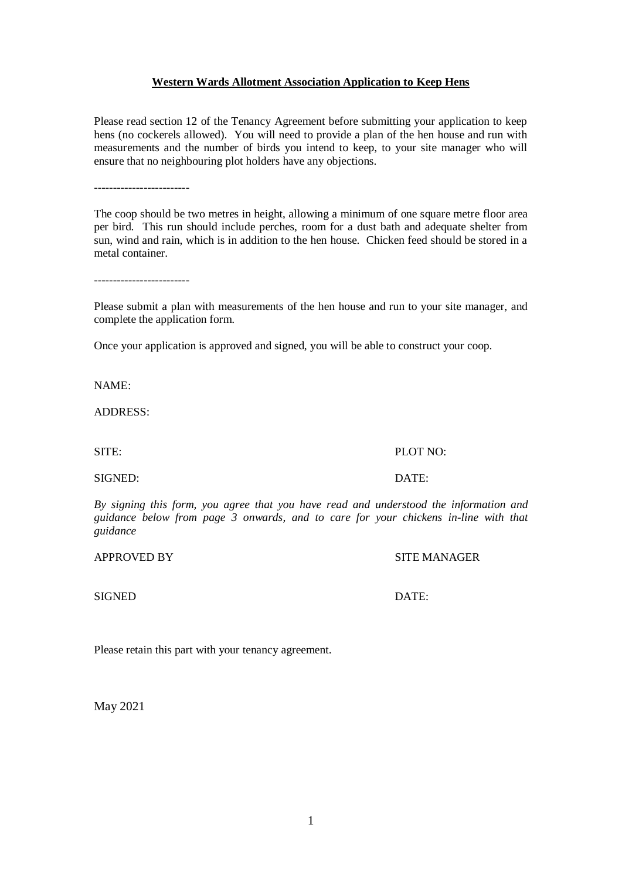**Western Wards Allotment Association Application to Keep Hens**

Please read section 12 of the Tenancy Agreement before submitting your application to keep hens (no cockerels allowed). You will need to provide a plan of the hen house and run with measurements and the number of birds you intend to keep, to your site manager who will ensure that no neighbouring plot holders have any objections.

-------------------------

The coop should be two metres in height, allowing a minimum of one square metre floor area per bird. This run should include perches, room for a dust bath and adequate shelter from sun, wind and rain, which is in addition to the hen house. Chicken feed should be stored in a metal container.

-------------------------

Please submit a plan with measurements of the hen house and run to your site manager, and complete the application form.

Once your application is approved and signed, you will be able to construct your coop.

NAME:

ADDRESS:

SITE: PLOT NO:

SIGNED: DATE:

*By signing this form, you agree that you have read and understood the information and guidance below from page 3 onwards, and to care for your chickens in-line with that guidance*

APPROVED BY SITE MANAGER

SIGNED DATE:

Please retain this part with your tenancy agreement.

May 2021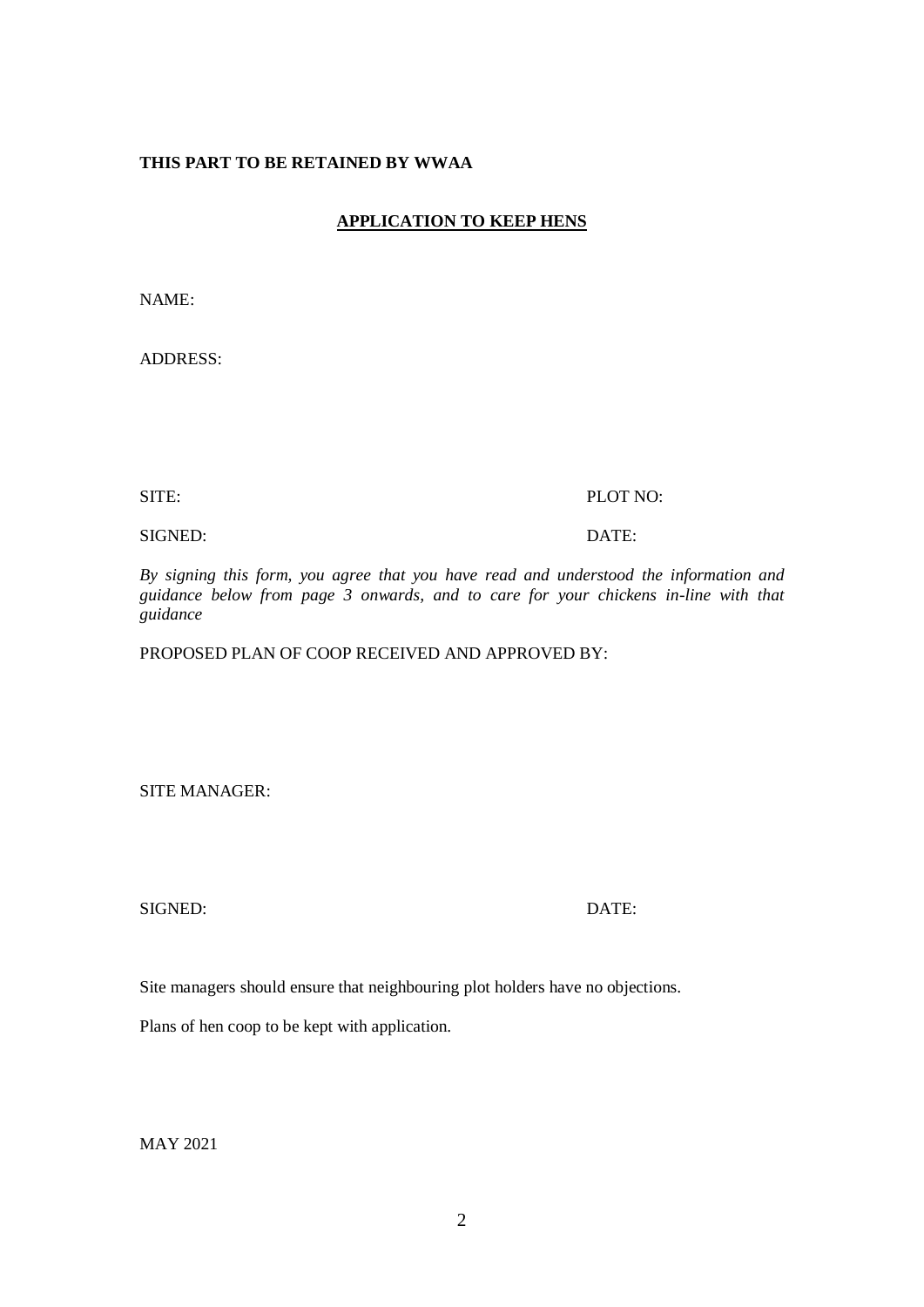**THIS PART TO BE RETAINED BY WWAA**

**<u>APPLICATION TO KEEP HENS</u>**

NAME:

ADDRESS:

SITE: PLOT NO:

SIGNED: DATE:

*By signing this form, you agree that you have read and understood the information and guidance below from page 3 onwards, and to care for your chickens in-line with that guidance*

PROPOSED PLAN OF COOP RECEIVED AND APPROVED BY:

SITE MANAGER:

SIGNED: DATE:

Site managers should ensure that neighbouring plot holders have no objections.

Plans of hen coop to be kept with application.

MAY 2021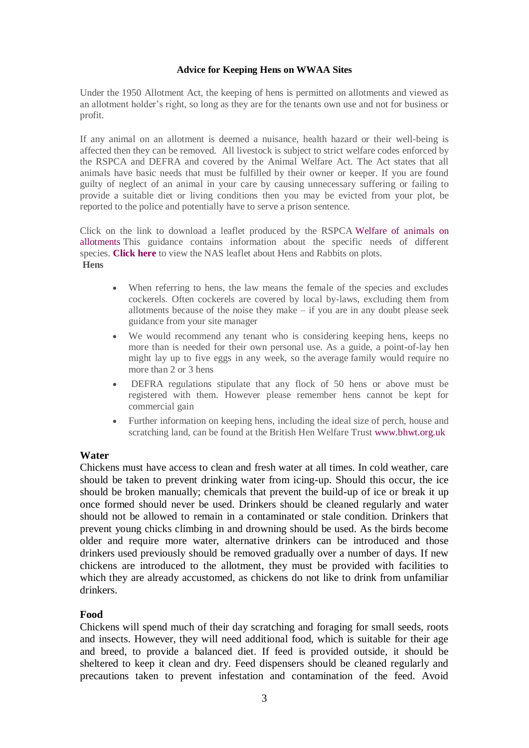**Advice for Keeping Hens on WWAA Sites**

Under the 1950 Allotment Act, the keeping of hens is permitted on allotments and viewed as an allotment holder's right, so long as they are for the tenants own use and not for business or profit.

If any animal on an allotment is deemed a nuisance, health hazard or their well-being is affected then they can be removed. All livestock is subject to strict welfare codes enforced by the RSPCA and DEFRA and covered by the Animal Welfare Act. The Act states that all animals have basic needs that must be fulfilled by their owner or keeper. If you are found guilty of neglect of an animal in your care by causing unnecessary suffering or failing to provide a suitable diet or living conditions then you may be evicted from your plot, be reported to the police and potentially have to serve a prison sentence.

Click on the link to download a leaflet produced by the RSPCA Welfare of animals on allotments This guidance contains information about the specific needs of different species. **Click here** to view the NAS leaflet about Hens and Rabbits on plots.

**Hens**

- When referring to hens, the law means the female of the species and excludes cockerels. Often cockerels are covered by local by-laws, excluding them from allotments because of the noise they make – if you are in any doubt please seek guidance from your site manager
- We would recommend any tenant who is considering keeping hens, keeps no more than is needed for their own personal use. As a guide, a point-of-lay hen might lay up to five eggs in any week, so the average family would require no more than 2 or 3 hens
- DEFRA regulations stipulate that any flock of 50 hens or above must be registered with them. However please remember hens cannot be kept for commercial gain
- Further information on keeping hens, including the ideal size of perch, house and scratching land, can be found at the British Hen Welfare Trust www.bhwt.org.uk

**Water**

Chickens must have access to clean and fresh water at all times. In cold weather, care should be taken to prevent drinking water from icing-up. Should this occur, the ice should be broken manually; chemicals that prevent the build-up of ice or break it up once formed should never be used. Drinkers should be cleaned regularly and water should not be allowed to remain in a contaminated or stale condition. Drinkers that prevent young chicks climbing in and drowning should be used. As the birds become older and require more water, alternative drinkers can be introduced and those drinkers used previously should be removed gradually over a number of days. If new chickens are introduced to the allotment, they must be provided with facilities to which they are already accustomed, as chickens do not like to drink from unfamiliar drinkers.

**Food**

Chickens will spend much of their day scratching and foraging for small seeds, roots and insects. However, they will need additional food, which is suitable for their age and breed, to provide a balanced diet. If feed is provided outside, it should be sheltered to keep it clean and dry. Feed dispensers should be cleaned regularly and precautions taken to prevent infestation and contamination of the feed. Avoid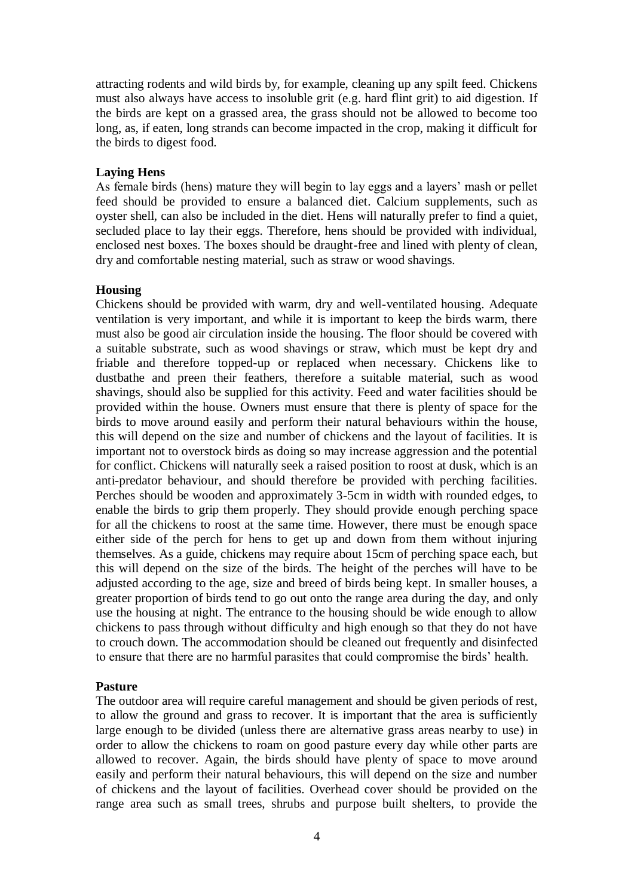attracting rodents and wild birds by, for example, cleaning up any spilt feed. Chickens must also always have access to insoluble grit (e.g. hard flint grit) to aid digestion. If the birds are kept on a grassed area, the grass should not be allowed to become too long, as, if eaten, long strands can become impacted in the crop, making it difficult for the birds to digest food.

**Laying Hens**

As female birds (hens) mature they will begin to lay eggs and a layers' mash or pellet feed should be provided to ensure a balanced diet. Calcium supplements, such as oyster shell, can also be included in the diet. Hens will naturally prefer to find a quiet, secluded place to lay their eggs. Therefore, hens should be provided with individual, enclosed nest boxes. The boxes should be draught-free and lined with plenty of clean, dry and comfortable nesting material, such as straw or wood shavings.

**Housing**

Chickens should be provided with warm, dry and well-ventilated housing. Adequate ventilation is very important, and while it is important to keep the birds warm, there must also be good air circulation inside the housing. The floor should be covered with a suitable substrate, such as wood shavings or straw, which must be kept dry and friable and therefore topped-up or replaced when necessary. Chickens like to dustbathe and preen their feathers, therefore a suitable material, such as wood shavings, should also be supplied for this activity. Feed and water facilities should be provided within the house. Owners must ensure that there is plenty of space for the birds to move around easily and perform their natural behaviours within the house, this will depend on the size and number of chickens and the layout of facilities. It is important not to overstock birds as doing so may increase aggression and the potential for conflict. Chickens will naturally seek a raised position to roost at dusk, which is an anti-predator behaviour, and should therefore be provided with perching facilities. Perches should be wooden and approximately 3-5cm in width with rounded edges, to enable the birds to grip them properly. They should provide enough perching space for all the chickens to roost at the same time. However, there must be enough space either side of the perch for hens to get up and down from them without injuring themselves. As a guide, chickens may require about 15cm of perching space each, but this will depend on the size of the birds. The height of the perches will have to be adjusted according to the age, size and breed of birds being kept. In smaller houses, a greater proportion of birds tend to go out onto the range area during the day, and only use the housing at night. The entrance to the housing should be wide enough to allow chickens to pass through without difficulty and high enough so that they do not have to crouch down. The accommodation should be cleaned out frequently and disinfected to ensure that there are no harmful parasites that could compromise the birds' health.

**Pasture**

The outdoor area will require careful management and should be given periods of rest, to allow the ground and grass to recover. It is important that the area is sufficiently large enough to be divided (unless there are alternative grass areas nearby to use) in order to allow the chickens to roam on good pasture every day while other parts are allowed to recover. Again, the birds should have plenty of space to move around easily and perform their natural behaviours, this will depend on the size and number of chickens and the layout of facilities. Overhead cover should be provided on the range area such as small trees, shrubs and purpose built shelters, to provide the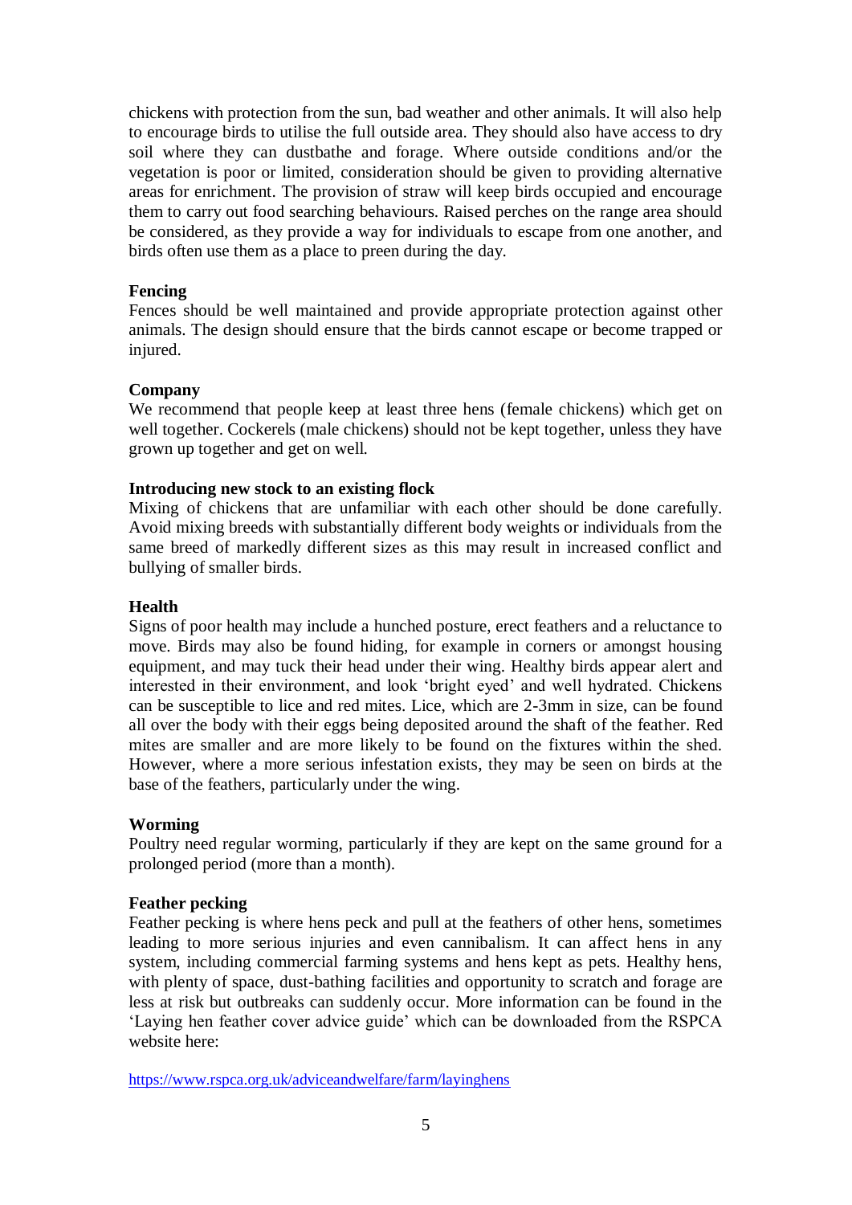chickens with protection from the sun, bad weather and other animals. It will also help to encourage birds to utilise the full outside area. They should also have access to dry soil where they can dustbathe and forage. Where outside conditions and/or the vegetation is poor or limited, consideration should be given to providing alternative areas for enrichment. The provision of straw will keep birds occupied and encourage them to carry out food searching behaviours. Raised perches on the range area should be considered, as they provide a way for individuals to escape from one another, and birds often use them as a place to preen during the day.

**Fencing**
Fences should be well maintained and provide appropriate protection against other animals. The design should ensure that the birds cannot escape or become trapped or injured.

**Company**
We recommend that people keep at least three hens (female chickens) which get on well together. Cockerels (male chickens) should not be kept together, unless they have grown up together and get on well.

**Introducing new stock to an existing flock**
Mixing of chickens that are unfamiliar with each other should be done carefully. Avoid mixing breeds with substantially different body weights or individuals from the same breed of markedly different sizes as this may result in increased conflict and bullying of smaller birds.

**Health**
Signs of poor health may include a hunched posture, erect feathers and a reluctance to move. Birds may also be found hiding, for example in corners or amongst housing equipment, and may tuck their head under their wing. Healthy birds appear alert and interested in their environment, and look 'bright eyed' and well hydrated. Chickens can be susceptible to lice and red mites. Lice, which are 2-3mm in size, can be found all over the body with their eggs being deposited around the shaft of the feather. Red mites are smaller and are more likely to be found on the fixtures within the shed. However, where a more serious infestation exists, they may be seen on birds at the base of the feathers, particularly under the wing.

**Worming**
Poultry need regular worming, particularly if they are kept on the same ground for a prolonged period (more than a month).

**Feather pecking**
Feather pecking is where hens peck and pull at the feathers of other hens, sometimes leading to more serious injuries and even cannibalism. It can affect hens in any system, including commercial farming systems and hens kept as pets. Healthy hens, with plenty of space, dust-bathing facilities and opportunity to scratch and forage are less at risk but outbreaks can suddenly occur. More information can be found in the 'Laying hen feather cover advice guide' which can be downloaded from the RSPCA website here:

https://www.rspca.org.uk/adviceandwelfare/farm/layinghens